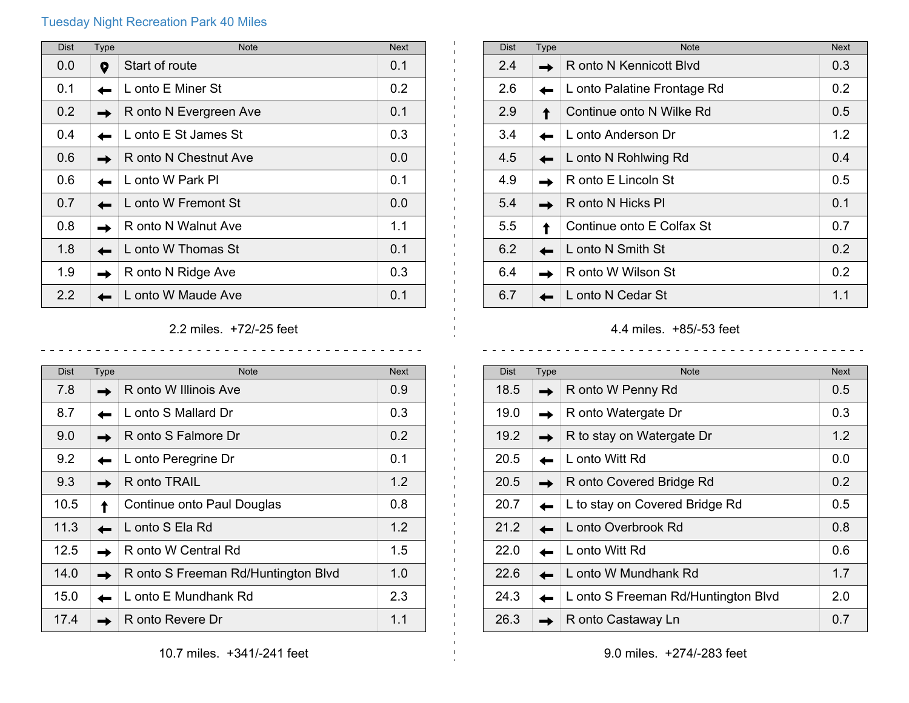# Tuesday Night Recreation Park 40 Miles

| Dist | Type | Note | Next |
|---|---|---|---|
| 0.0 | Start | Start of route | 0.1 |
| 0.1 | ← | L onto E Miner St | 0.2 |
| 0.2 | → | R onto N Evergreen Ave | 0.1 |
| 0.4 | ← | L onto E St James St | 0.3 |
| 0.6 | → | R onto N Chestnut Ave | 0.0 |
| 0.6 | ← | L onto W Park Pl | 0.1 |
| 0.7 | ← | L onto W Fremont St | 0.0 |
| 0.8 | → | R onto N Walnut Ave | 1.1 |
| 1.8 | ← | L onto W Thomas St | 0.1 |
| 1.9 | → | R onto N Ridge Ave | 0.3 |
| 2.2 | ← | L onto W Maude Ave | 0.1 |

2.2 miles. +72/-25 feet

| Dist | Type | Note | Next |
|---|---|---|---|
| 2.4 | → | R onto N Kennicott Blvd | 0.3 |
| 2.6 | ← | L onto Palatine Frontage Rd | 0.2 |
| 2.9 | ↑ | Continue onto N Wilke Rd | 0.5 |
| 3.4 | ← | L onto Anderson Dr | 1.2 |
| 4.5 | ← | L onto N Rohlwing Rd | 0.4 |
| 4.9 | → | R onto E Lincoln St | 0.5 |
| 5.4 | → | R onto N Hicks Pl | 0.1 |
| 5.5 | ↑ | Continue onto E Colfax St | 0.7 |
| 6.2 | ← | L onto N Smith St | 0.2 |
| 6.4 | → | R onto W Wilson St | 0.2 |
| 6.7 | ← | L onto N Cedar St | 1.1 |

4.4 miles. +85/-53 feet

| Dist | Type | Note | Next |
|---|---|---|---|
| 7.8 | → | R onto W Illinois Ave | 0.9 |
| 8.7 | ← | L onto S Mallard Dr | 0.3 |
| 9.0 | → | R onto S Falmore Dr | 0.2 |
| 9.2 | ← | L onto Peregrine Dr | 0.1 |
| 9.3 | → | R onto TRAIL | 1.2 |
| 10.5 | ↑ | Continue onto Paul Douglas | 0.8 |
| 11.3 | ← | L onto S Ela Rd | 1.2 |
| 12.5 | → | R onto W Central Rd | 1.5 |
| 14.0 | → | R onto S Freeman Rd/Huntington Blvd | 1.0 |
| 15.0 | ← | L onto E Mundhank Rd | 2.3 |
| 17.4 | → | R onto Revere Dr | 1.1 |

10.7 miles. +341/-241 feet

| Dist | Type | Note | Next |
|---|---|---|---|
| 18.5 | → | R onto W Penny Rd | 0.5 |
| 19.0 | → | R onto Watergate Dr | 0.3 |
| 19.2 | → | R to stay on Watergate Dr | 1.2 |
| 20.5 | ← | L onto Witt Rd | 0.0 |
| 20.5 | → | R onto Covered Bridge Rd | 0.2 |
| 20.7 | ← | L to stay on Covered Bridge Rd | 0.5 |
| 21.2 | ← | L onto Overbrook Rd | 0.8 |
| 22.0 | ← | L onto Witt Rd | 0.6 |
| 22.6 | ← | L onto W Mundhank Rd | 1.7 |
| 24.3 | ← | L onto S Freeman Rd/Huntington Blvd | 2.0 |
| 26.3 | → | R onto Castaway Ln | 0.7 |

9.0 miles. +274/-283 feet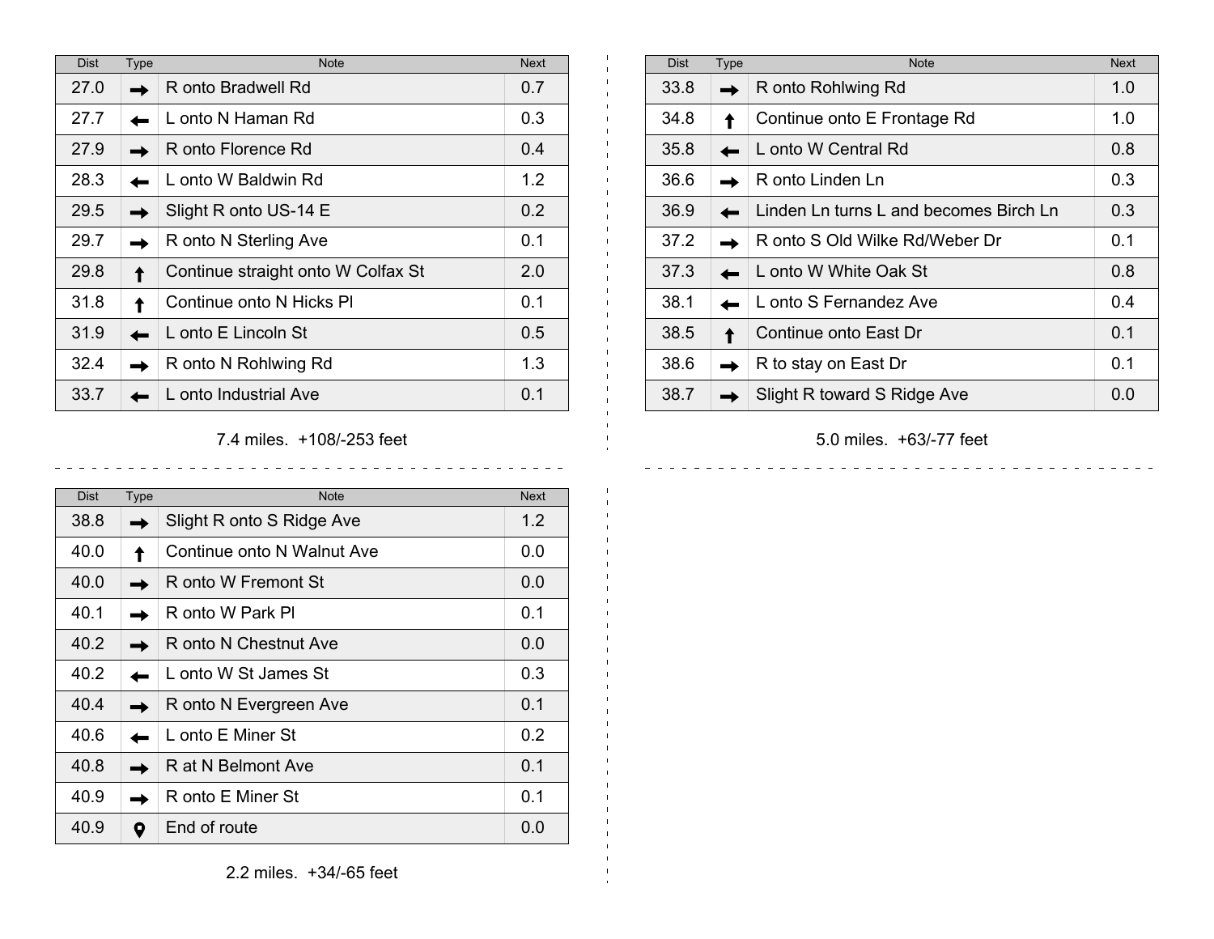| Dist | Type | Note | Next |
|---|---|---|---|
| 27.0 | → | R onto Bradwell Rd | 0.7 |
| 27.7 | ← | L onto N Haman Rd | 0.3 |
| 27.9 | → | R onto Florence Rd | 0.4 |
| 28.3 | ← | L onto W Baldwin Rd | 1.2 |
| 29.5 | → | Slight R onto US-14 E | 0.2 |
| 29.7 | → | R onto N Sterling Ave | 0.1 |
| 29.8 | ↑ | Continue straight onto W Colfax St | 2.0 |
| 31.8 | ↑ | Continue onto N Hicks Pl | 0.1 |
| 31.9 | ← | L onto E Lincoln St | 0.5 |
| 32.4 | → | R onto N Rohlwing Rd | 1.3 |
| 33.7 | ← | L onto Industrial Ave | 0.1 |

7.4 miles. +108/-253 feet

| Dist | Type | Note | Next |
|---|---|---|---|
| 33.8 | → | R onto Rohlwing Rd | 1.0 |
| 34.8 | ↑ | Continue onto E Frontage Rd | 1.0 |
| 35.8 | ← | L onto W Central Rd | 0.8 |
| 36.6 | → | R onto Linden Ln | 0.3 |
| 36.9 | ← | Linden Ln turns L and becomes Birch Ln | 0.3 |
| 37.2 | → | R onto S Old Wilke Rd/Weber Dr | 0.1 |
| 37.3 | ← | L onto W White Oak St | 0.8 |
| 38.1 | ← | L onto S Fernandez Ave | 0.4 |
| 38.5 | ↑ | Continue onto East Dr | 0.1 |
| 38.6 | → | R to stay on East Dr | 0.1 |
| 38.7 | → | Slight R toward S Ridge Ave | 0.0 |

5.0 miles. +63/-77 feet

| Dist | Type | Note | Next |
|---|---|---|---|
| 38.8 | → | Slight R onto S Ridge Ave | 1.2 |
| 40.0 | ↑ | Continue onto N Walnut Ave | 0.0 |
| 40.0 | → | R onto W Fremont St | 0.0 |
| 40.1 | → | R onto W Park Pl | 0.1 |
| 40.2 | → | R onto N Chestnut Ave | 0.0 |
| 40.2 | ← | L onto W St James St | 0.3 |
| 40.4 | → | R onto N Evergreen Ave | 0.1 |
| 40.6 | ← | L onto E Miner St | 0.2 |
| 40.8 | → | R at N Belmont Ave | 0.1 |
| 40.9 | → | R onto E Miner St | 0.1 |
| 40.9 | ⚲ | End of route | 0.0 |

2.2 miles. +34/-65 feet